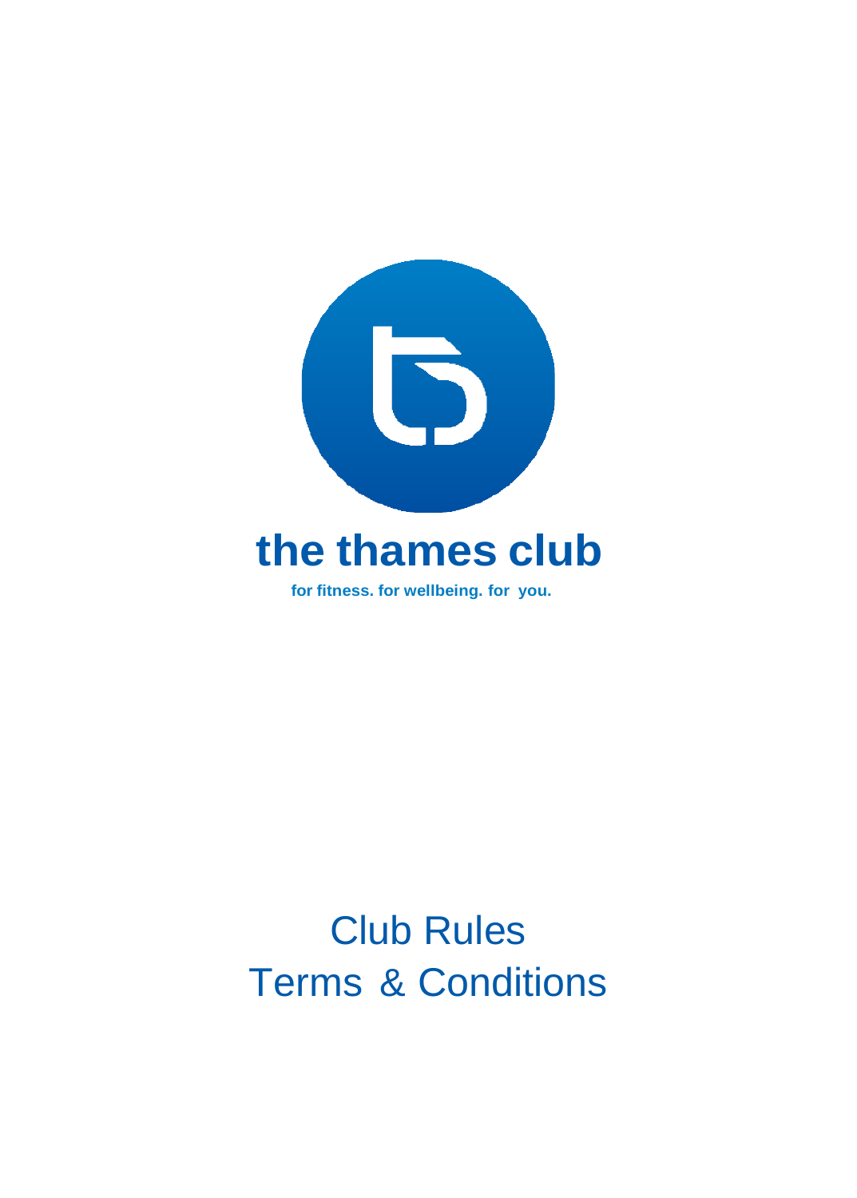# the thames club

**for fitness. for wellbeing. for you.**

# Club Rules
# Terms & Conditions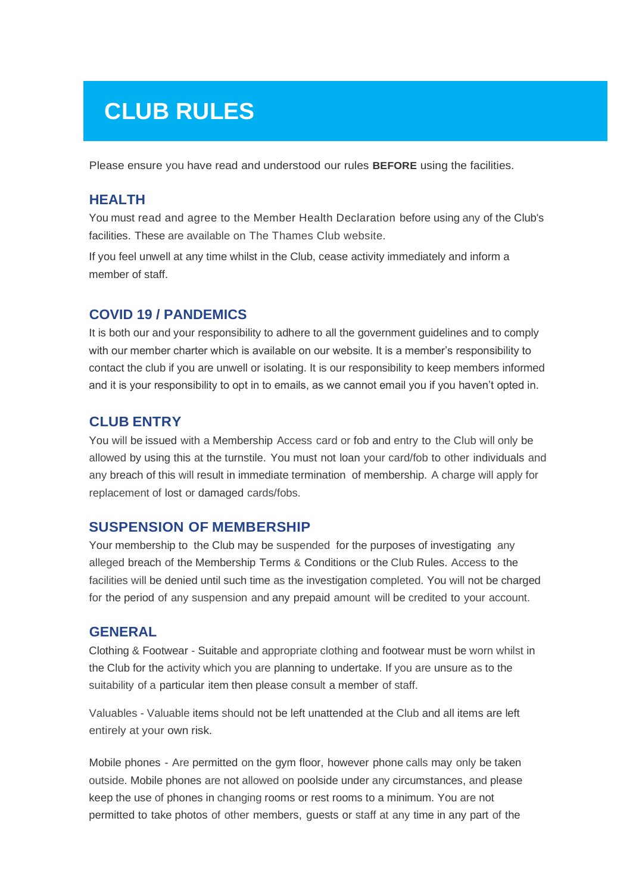# CLUB RULES

Please ensure you have read and understood our rules **BEFORE** using the facilities.

## HEALTH

You must read and agree to the Member Health Declaration before using any of the Club's facilities. These are available on The Thames Club website.

If you feel unwell at any time whilst in the Club, cease activity immediately and inform a member of staff.

## COVID 19 / PANDEMICS

It is both our and your responsibility to adhere to all the government guidelines and to comply with our member charter which is available on our website. It is a member's responsibility to contact the club if you are unwell or isolating. It is our responsibility to keep members informed and it is your responsibility to opt in to emails, as we cannot email you if you haven't opted in.

## CLUB ENTRY

You will be issued with a Membership Access card or fob and entry to the Club will only be allowed by using this at the turnstile. You must not loan your card/fob to other individuals and any breach of this will result in immediate termination of membership. A charge will apply for replacement of lost or damaged cards/fobs.

## SUSPENSION OF MEMBERSHIP

Your membership to the Club may be suspended for the purposes of investigating any alleged breach of the Membership Terms & Conditions or the Club Rules. Access to the facilities will be denied until such time as the investigation completed. You will not be charged for the period of any suspension and any prepaid amount will be credited to your account.

## GENERAL

Clothing & Footwear - Suitable and appropriate clothing and footwear must be worn whilst in the Club for the activity which you are planning to undertake. If you are unsure as to the suitability of a particular item then please consult a member of staff.

Valuables - Valuable items should not be left unattended at the Club and all items are left entirely at your own risk.

Mobile phones - Are permitted on the gym floor, however phone calls may only be taken outside. Mobile phones are not allowed on poolside under any circumstances, and please keep the use of phones in changing rooms or rest rooms to a minimum. You are not permitted to take photos of other members, guests or staff at any time in any part of the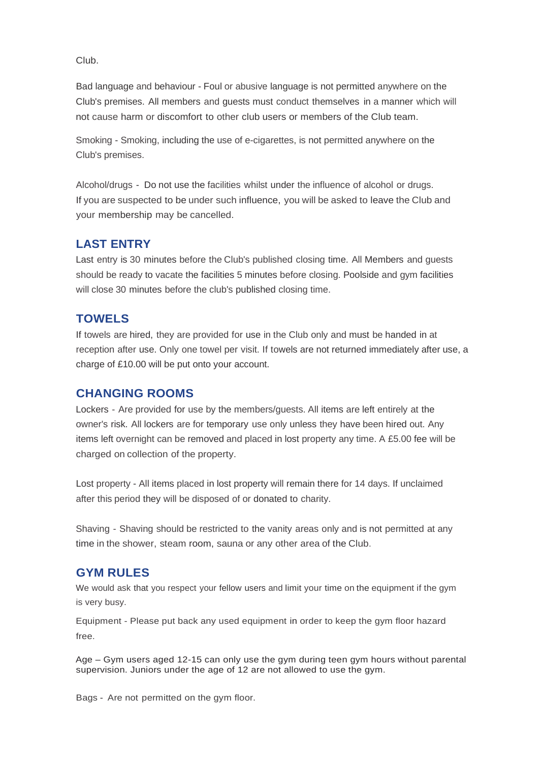Club.

Bad language and behaviour - Foul or abusive language is not permitted anywhere on the Club's premises. All members and guests must conduct themselves in a manner which will not cause harm or discomfort to other club users or members of the Club team.

Smoking - Smoking, including the use of e-cigarettes, is not permitted anywhere on the Club's premises.

Alcohol/drugs - Do not use the facilities whilst under the influence of alcohol or drugs. If you are suspected to be under such influence, you will be asked to leave the Club and your membership may be cancelled.

## LAST ENTRY

Last entry is 30 minutes before the Club's published closing time. All Members and guests should be ready to vacate the facilities 5 minutes before closing. Poolside and gym facilities will close 30 minutes before the club's published closing time.

## TOWELS

If towels are hired, they are provided for use in the Club only and must be handed in at reception after use. Only one towel per visit. If towels are not returned immediately after use, a charge of £10.00 will be put onto your account.

## CHANGING ROOMS

Lockers - Are provided for use by the members/guests. All items are left entirely at the owner's risk. All lockers are for temporary use only unless they have been hired out. Any items left overnight can be removed and placed in lost property any time. A £5.00 fee will be charged on collection of the property.

Lost property - All items placed in lost property will remain there for 14 days. If unclaimed after this period they will be disposed of or donated to charity.

Shaving - Shaving should be restricted to the vanity areas only and is not permitted at any time in the shower, steam room, sauna or any other area of the Club.

## GYM RULES

We would ask that you respect your fellow users and limit your time on the equipment if the gym is very busy.

Equipment - Please put back any used equipment in order to keep the gym floor hazard free.

Age – Gym users aged 12-15 can only use the gym during teen gym hours without parental supervision. Juniors under the age of 12 are not allowed to use the gym.

Bags - Are not permitted on the gym floor.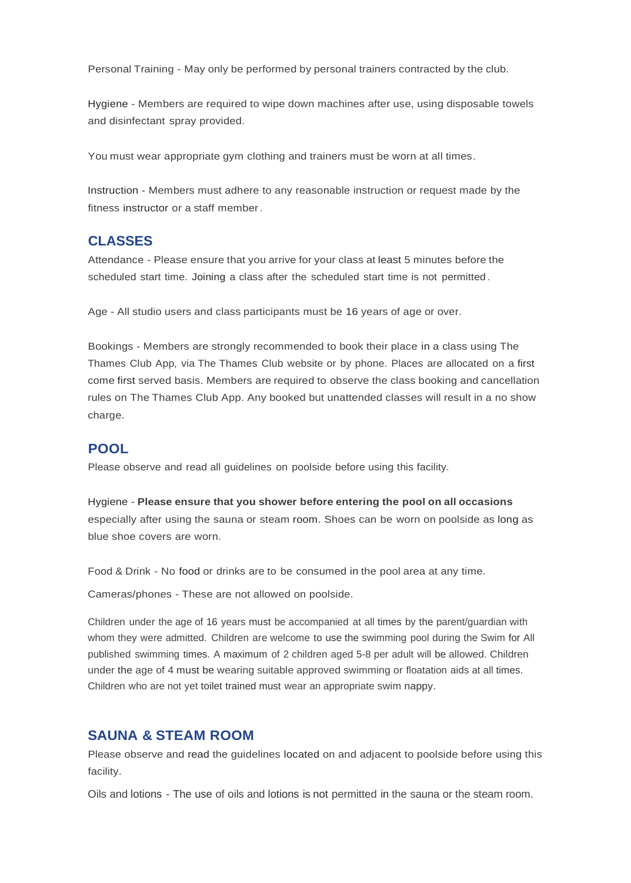Personal Training - May only be performed by personal trainers contracted by the club.

Hygiene - Members are required to wipe down machines after use, using disposable towels and disinfectant spray provided.

You must wear appropriate gym clothing and trainers must be worn at all times.

Instruction - Members must adhere to any reasonable instruction or request made by the fitness instructor or a staff member.

## CLASSES

Attendance - Please ensure that you arrive for your class at least 5 minutes before the scheduled start time. Joining a class after the scheduled start time is not permitted.

Age - All studio users and class participants must be 16 years of age or over.

Bookings - Members are strongly recommended to book their place in a class using The Thames Club App, via The Thames Club website or by phone. Places are allocated on a first come first served basis. Members are required to observe the class booking and cancellation rules on The Thames Club App. Any booked but unattended classes will result in a no show charge.

## POOL

Please observe and read all guidelines on poolside before using this facility.

Hygiene - **Please ensure that you shower before entering the pool on all occasions** especially after using the sauna or steam room. Shoes can be worn on poolside as long as blue shoe covers are worn.

Food & Drink - No food or drinks are to be consumed in the pool area at any time.

Cameras/phones - These are not allowed on poolside.

Children under the age of 16 years must be accompanied at all times by the parent/guardian with whom they were admitted. Children are welcome to use the swimming pool during the Swim for All published swimming times. A maximum of 2 children aged 5-8 per adult will be allowed. Children under the age of 4 must be wearing suitable approved swimming or floatation aids at all times. Children who are not yet toilet trained must wear an appropriate swim nappy.

## SAUNA & STEAM ROOM

Please observe and read the guidelines located on and adjacent to poolside before using this facility.

Oils and lotions - The use of oils and lotions is not permitted in the sauna or the steam room.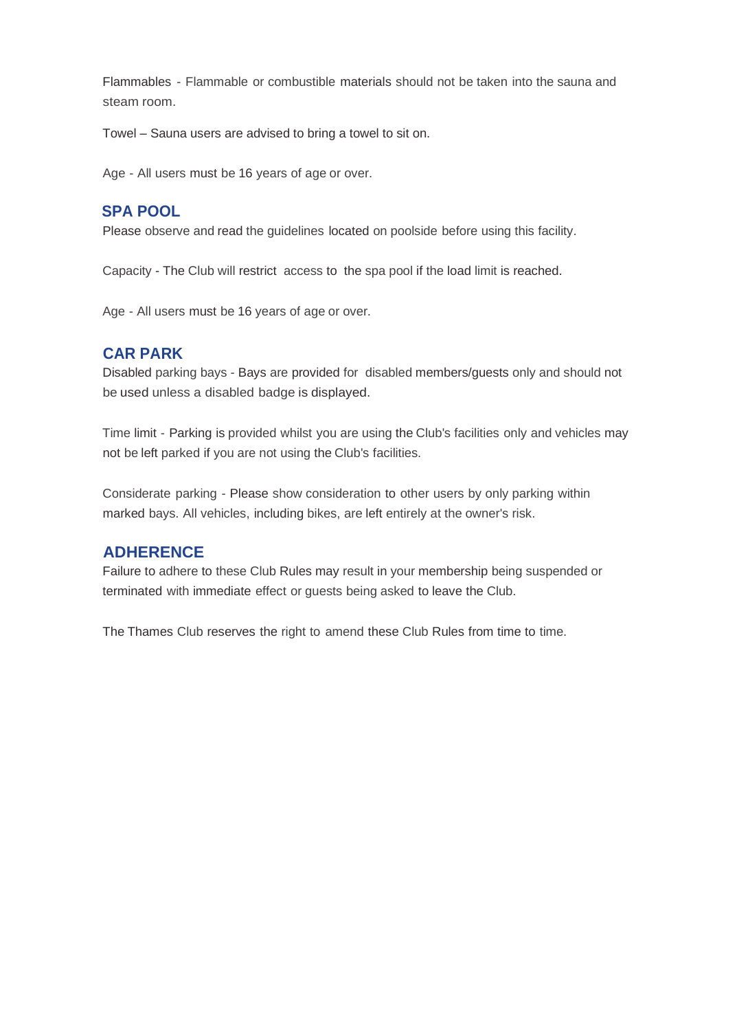Flammables - Flammable or combustible materials should not be taken into the sauna and steam room.

Towel – Sauna users are advised to bring a towel to sit on.

Age - All users must be 16 years of age or over.

## SPA POOL

Please observe and read the guidelines located on poolside before using this facility.

Capacity - The Club will restrict access to the spa pool if the load limit is reached.

Age - All users must be 16 years of age or over.

## CAR PARK

Disabled parking bays - Bays are provided for disabled members/guests only and should not be used unless a disabled badge is displayed.

Time limit - Parking is provided whilst you are using the Club's facilities only and vehicles may not be left parked if you are not using the Club's facilities.

Considerate parking - Please show consideration to other users by only parking within marked bays. All vehicles, including bikes, are left entirely at the owner's risk.

## ADHERENCE

Failure to adhere to these Club Rules may result in your membership being suspended or terminated with immediate effect or guests being asked to leave the Club.

The Thames Club reserves the right to amend these Club Rules from time to time.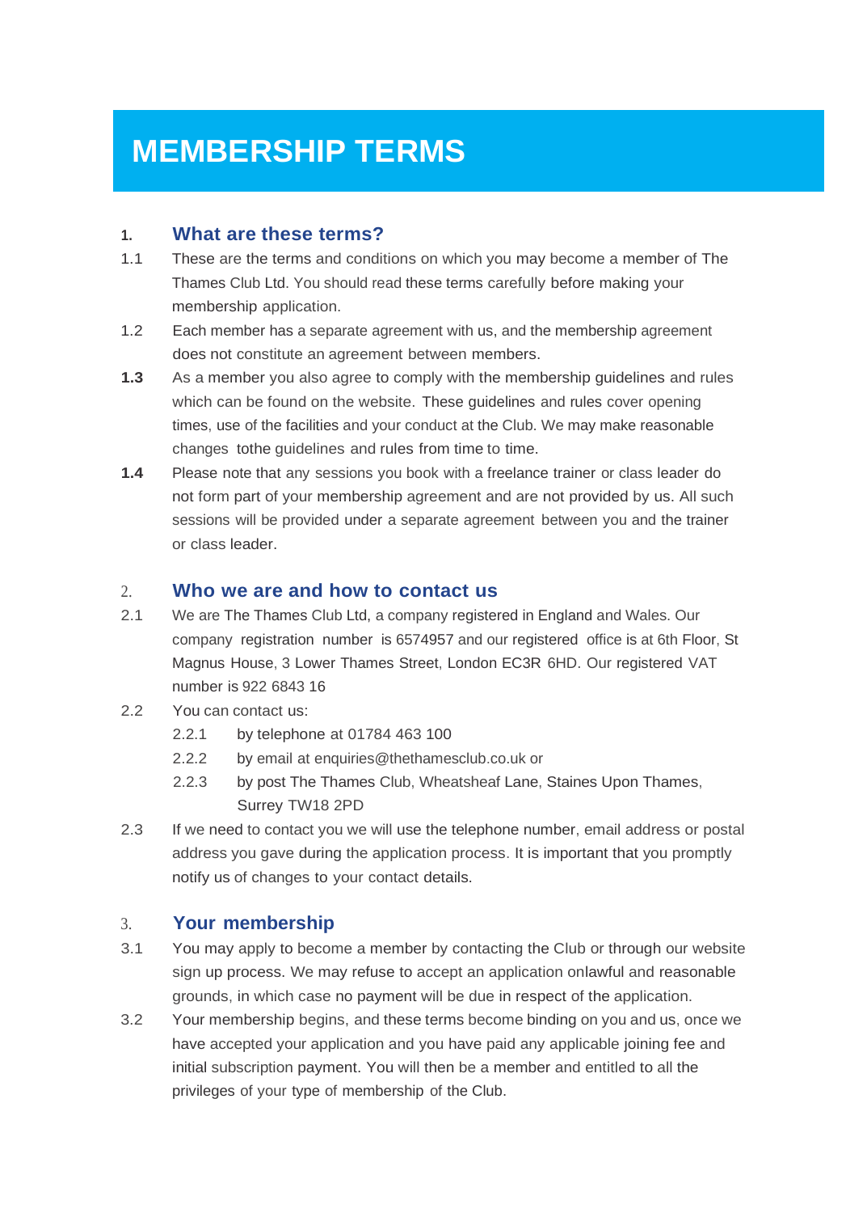# MEMBERSHIP TERMS

## 1. What are these terms?

1.1 These are the terms and conditions on which you may become a member of The Thames Club Ltd. You should read these terms carefully before making your membership application.

1.2 Each member has a separate agreement with us, and the membership agreement does not constitute an agreement between members.

**1.3** As a member you also agree to comply with the membership guidelines and rules which can be found on the website. These guidelines and rules cover opening times, use of the facilities and your conduct at the Club. We may make reasonable changes tothe guidelines and rules from time to time.

**1.4** Please note that any sessions you book with a freelance trainer or class leader do not form part of your membership agreement and are not provided by us. All such sessions will be provided under a separate agreement between you and the trainer or class leader.

## 2. Who we are and how to contact us

2.1 We are The Thames Club Ltd, a company registered in England and Wales. Our company registration number is 6574957 and our registered office is at 6th Floor, St Magnus House, 3 Lower Thames Street, London EC3R 6HD. Our registered VAT number is 922 6843 16

2.2 You can contact us:

2.2.1 by telephone at 01784 463 100

2.2.2 by email at enquiries@thethamesclub.co.uk or

2.2.3 by post The Thames Club, Wheatsheaf Lane, Staines Upon Thames, Surrey TW18 2PD

2.3 If we need to contact you we will use the telephone number, email address or postal address you gave during the application process. It is important that you promptly notify us of changes to your contact details.

## 3. Your membership

3.1 You may apply to become a member by contacting the Club or through our website sign up process. We may refuse to accept an application onlawful and reasonable grounds, in which case no payment will be due in respect of the application.

3.2 Your membership begins, and these terms become binding on you and us, once we have accepted your application and you have paid any applicable joining fee and initial subscription payment. You will then be a member and entitled to all the privileges of your type of membership of the Club.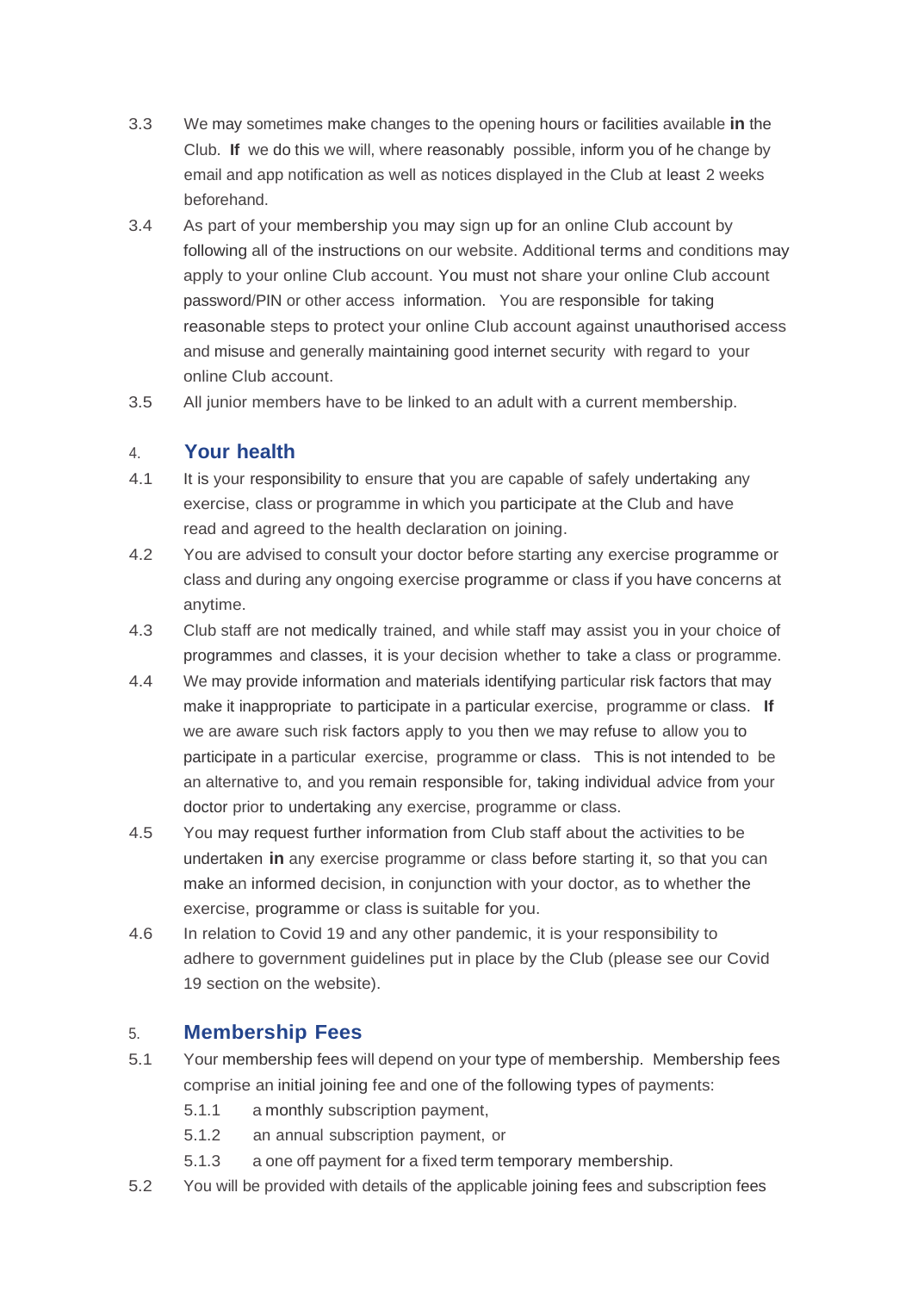3.3 We may sometimes make changes to the opening hours or facilities available **in** the Club. **If** we do this we will, where reasonably possible, inform you of he change by email and app notification as well as notices displayed in the Club at least 2 weeks beforehand.

3.4 As part of your membership you may sign up for an online Club account by following all of the instructions on our website. Additional terms and conditions may apply to your online Club account. You must not share your online Club account password/PIN or other access information. You are responsible for taking reasonable steps to protect your online Club account against unauthorised access and misuse and generally maintaining good internet security with regard to your online Club account.

3.5 All junior members have to be linked to an adult with a current membership.

## 4. Your health

4.1 It is your responsibility to ensure that you are capable of safely undertaking any exercise, class or programme in which you participate at the Club and have read and agreed to the health declaration on joining.

4.2 You are advised to consult your doctor before starting any exercise programme or class and during any ongoing exercise programme or class if you have concerns at anytime.

4.3 Club staff are not medically trained, and while staff may assist you in your choice of programmes and classes, it is your decision whether to take a class or programme.

4.4 We may provide information and materials identifying particular risk factors that may make it inappropriate to participate in a particular exercise, programme or class. **If** we are aware such risk factors apply to you then we may refuse to allow you to participate in a particular exercise, programme or class. This is not intended to be an alternative to, and you remain responsible for, taking individual advice from your doctor prior to undertaking any exercise, programme or class.

4.5 You may request further information from Club staff about the activities to be undertaken **in** any exercise programme or class before starting it, so that you can make an informed decision, in conjunction with your doctor, as to whether the exercise, programme or class is suitable for you.

4.6 In relation to Covid 19 and any other pandemic, it is your responsibility to adhere to government guidelines put in place by the Club (please see our Covid 19 section on the website).

## 5. Membership Fees

5.1 Your membership fees will depend on your type of membership. Membership fees comprise an initial joining fee and one of the following types of payments:

- 5.1.1 a monthly subscription payment,
- 5.1.2 an annual subscription payment, or
- 5.1.3 a one off payment for a fixed term temporary membership.

5.2 You will be provided with details of the applicable joining fees and subscription fees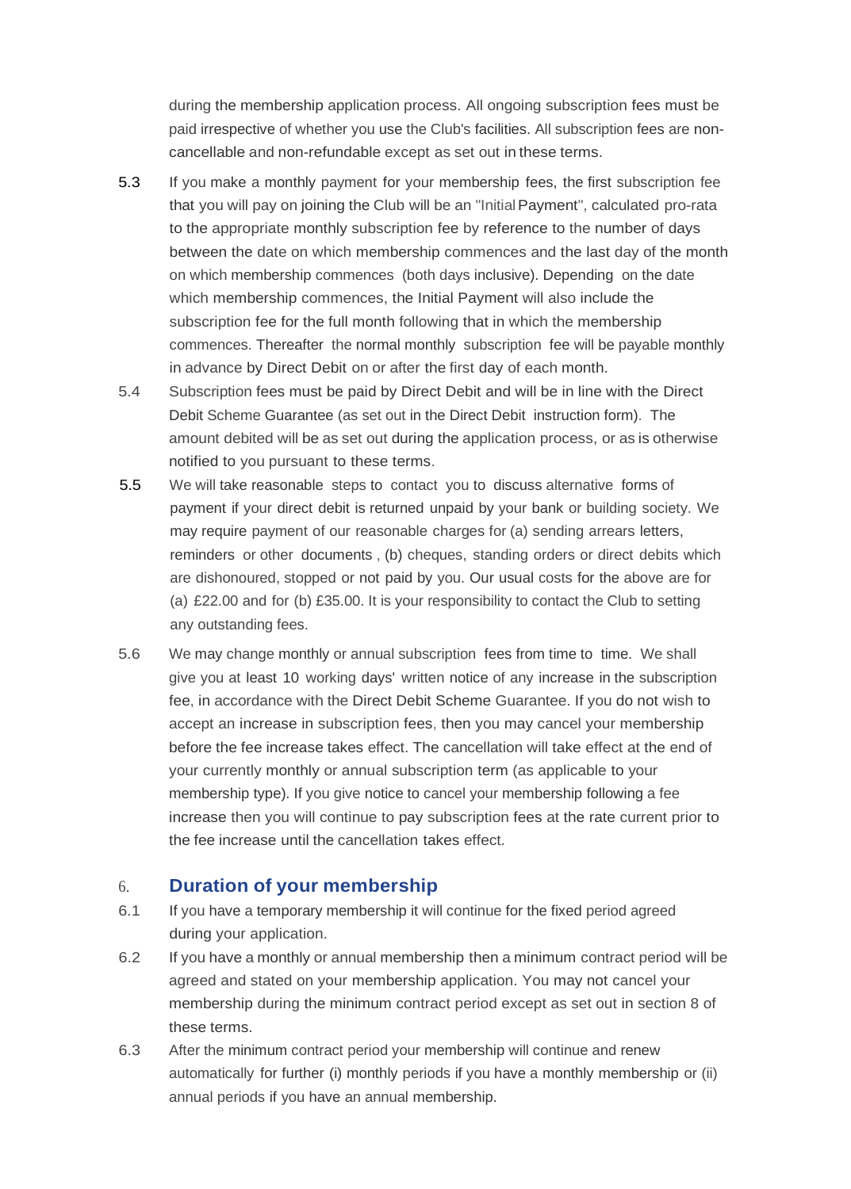during the membership application process. All ongoing subscription fees must be paid irrespective of whether you use the Club's facilities. All subscription fees are non-cancellable and non-refundable except as set out in these terms.

5.3 If you make a monthly payment for your membership fees, the first subscription fee that you will pay on joining the Club will be an "Initial Payment", calculated pro-rata to the appropriate monthly subscription fee by reference to the number of days between the date on which membership commences and the last day of the month on which membership commences (both days inclusive). Depending on the date which membership commences, the Initial Payment will also include the subscription fee for the full month following that in which the membership commences. Thereafter the normal monthly subscription fee will be payable monthly in advance by Direct Debit on or after the first day of each month.

5.4 Subscription fees must be paid by Direct Debit and will be in line with the Direct Debit Scheme Guarantee (as set out in the Direct Debit instruction form). The amount debited will be as set out during the application process, or as is otherwise notified to you pursuant to these terms.

5.5 We will take reasonable steps to contact you to discuss alternative forms of payment if your direct debit is returned unpaid by your bank or building society. We may require payment of our reasonable charges for (a) sending arrears letters, reminders or other documents , (b) cheques, standing orders or direct debits which are dishonoured, stopped or not paid by you. Our usual costs for the above are for (a) £22.00 and for (b) £35.00. It is your responsibility to contact the Club to setting any outstanding fees.

5.6 We may change monthly or annual subscription fees from time to time. We shall give you at least 10 working days' written notice of any increase in the subscription fee, in accordance with the Direct Debit Scheme Guarantee. If you do not wish to accept an increase in subscription fees, then you may cancel your membership before the fee increase takes effect. The cancellation will take effect at the end of your currently monthly or annual subscription term (as applicable to your membership type). If you give notice to cancel your membership following a fee increase then you will continue to pay subscription fees at the rate current prior to the fee increase until the cancellation takes effect.

## 6. Duration of your membership

6.1 If you have a temporary membership it will continue for the fixed period agreed during your application.

6.2 If you have a monthly or annual membership then a minimum contract period will be agreed and stated on your membership application. You may not cancel your membership during the minimum contract period except as set out in section 8 of these terms.

6.3 After the minimum contract period your membership will continue and renew automatically for further (i) monthly periods if you have a monthly membership or (ii) annual periods if you have an annual membership.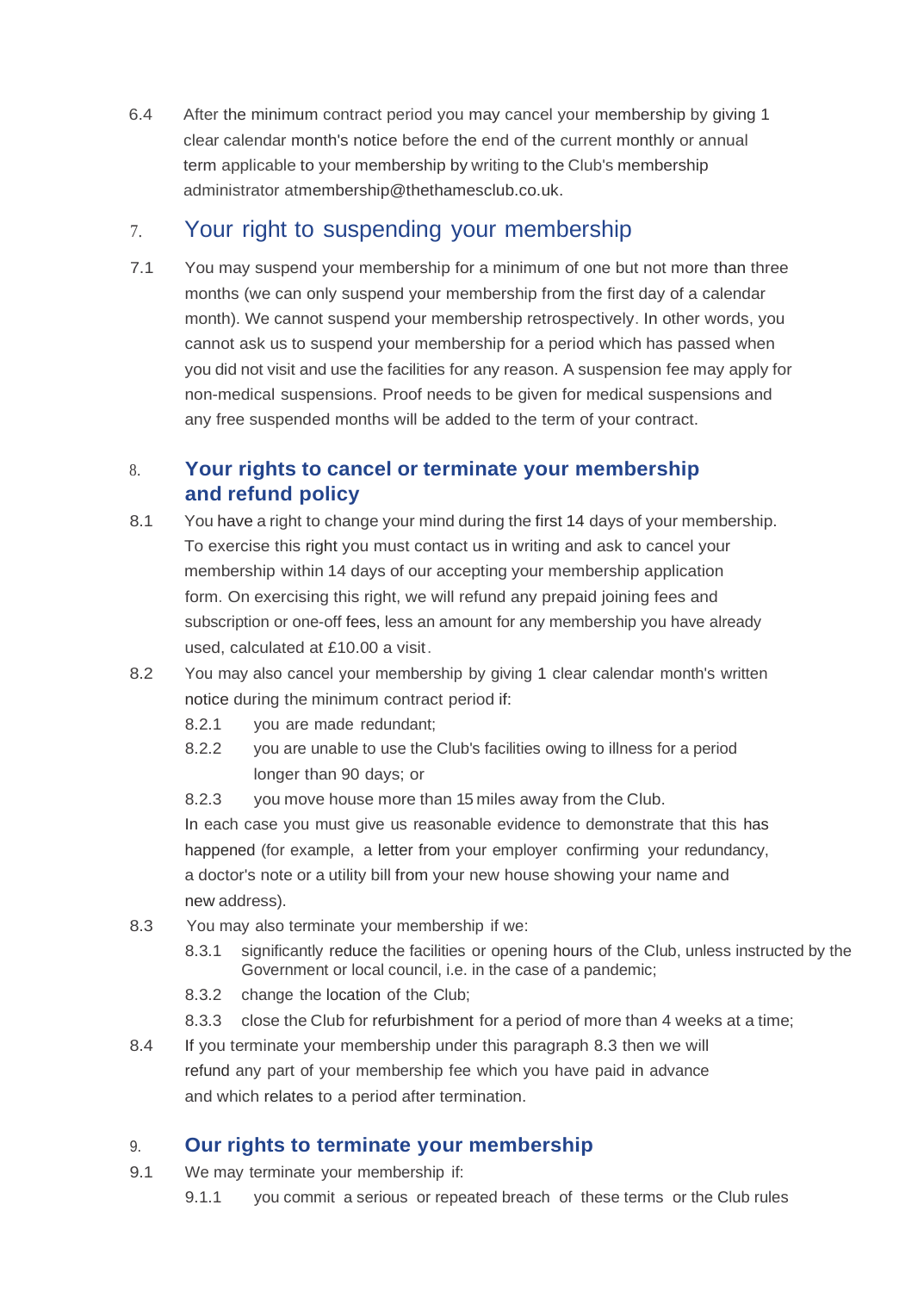6.4 After the minimum contract period you may cancel your membership by giving 1 clear calendar month's notice before the end of the current monthly or annual term applicable to your membership by writing to the Club's membership administrator atmembership@thethamesclub.co.uk.

## 7. Your right to suspending your membership

7.1 You may suspend your membership for a minimum of one but not more than three months (we can only suspend your membership from the first day of a calendar month). We cannot suspend your membership retrospectively. In other words, you cannot ask us to suspend your membership for a period which has passed when you did not visit and use the facilities for any reason. A suspension fee may apply for non-medical suspensions. Proof needs to be given for medical suspensions and any free suspended months will be added to the term of your contract.

## 8. Your rights to cancel or terminate your membership and refund policy

8.1 You have a right to change your mind during the first 14 days of your membership. To exercise this right you must contact us in writing and ask to cancel your membership within 14 days of our accepting your membership application form. On exercising this right, we will refund any prepaid joining fees and subscription or one-off fees, less an amount for any membership you have already used, calculated at £10.00 a visit.

8.2 You may also cancel your membership by giving 1 clear calendar month's written notice during the minimum contract period if:

- 8.2.1 you are made redundant;
- 8.2.2 you are unable to use the Club's facilities owing to illness for a period longer than 90 days; or
- 8.2.3 you move house more than 15 miles away from the Club.

In each case you must give us reasonable evidence to demonstrate that this has happened (for example, a letter from your employer confirming your redundancy, a doctor's note or a utility bill from your new house showing your name and new address).

8.3 You may also terminate your membership if we:

- 8.3.1 significantly reduce the facilities or opening hours of the Club, unless instructed by the Government or local council, i.e. in the case of a pandemic;
- 8.3.2 change the location of the Club;
- 8.3.3 close the Club for refurbishment for a period of more than 4 weeks at a time;

8.4 If you terminate your membership under this paragraph 8.3 then we will refund any part of your membership fee which you have paid in advance and which relates to a period after termination.

## 9. Our rights to terminate your membership

9.1 We may terminate your membership if:

- 9.1.1 you commit a serious or repeated breach of these terms or the Club rules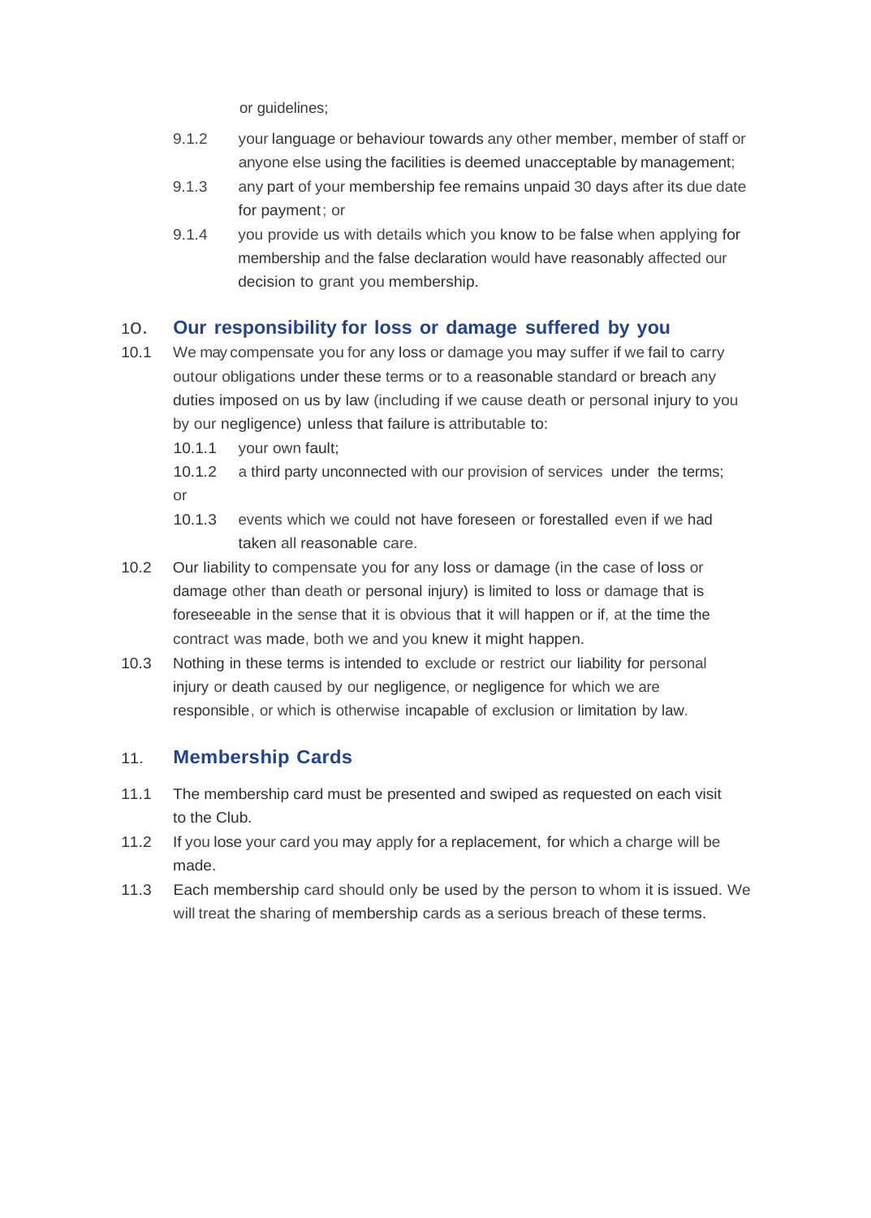or guidelines;

9.1.2 your language or behaviour towards any other member, member of staff or anyone else using the facilities is deemed unacceptable by management;

9.1.3 any part of your membership fee remains unpaid 30 days after its due date for payment; or

9.1.4 you provide us with details which you know to be false when applying for membership and the false declaration would have reasonably affected our decision to grant you membership.

## 10. Our responsibility for loss or damage suffered by you

10.1 We may compensate you for any loss or damage you may suffer if we fail to carry outour obligations under these terms or to a reasonable standard or breach any duties imposed on us by law (including if we cause death or personal injury to you by our negligence) unless that failure is attributable to:

10.1.1 your own fault;

10.1.2 a third party unconnected with our provision of services under the terms; or

10.1.3 events which we could not have foreseen or forestalled even if we had taken all reasonable care.

10.2 Our liability to compensate you for any loss or damage (in the case of loss or damage other than death or personal injury) is limited to loss or damage that is foreseeable in the sense that it is obvious that it will happen or if, at the time the contract was made, both we and you knew it might happen.

10.3 Nothing in these terms is intended to exclude or restrict our liability for personal injury or death caused by our negligence, or negligence for which we are responsible, or which is otherwise incapable of exclusion or limitation by law.

## 11. Membership Cards

11.1 The membership card must be presented and swiped as requested on each visit to the Club.

11.2 If you lose your card you may apply for a replacement, for which a charge will be made.

11.3 Each membership card should only be used by the person to whom it is issued. We will treat the sharing of membership cards as a serious breach of these terms.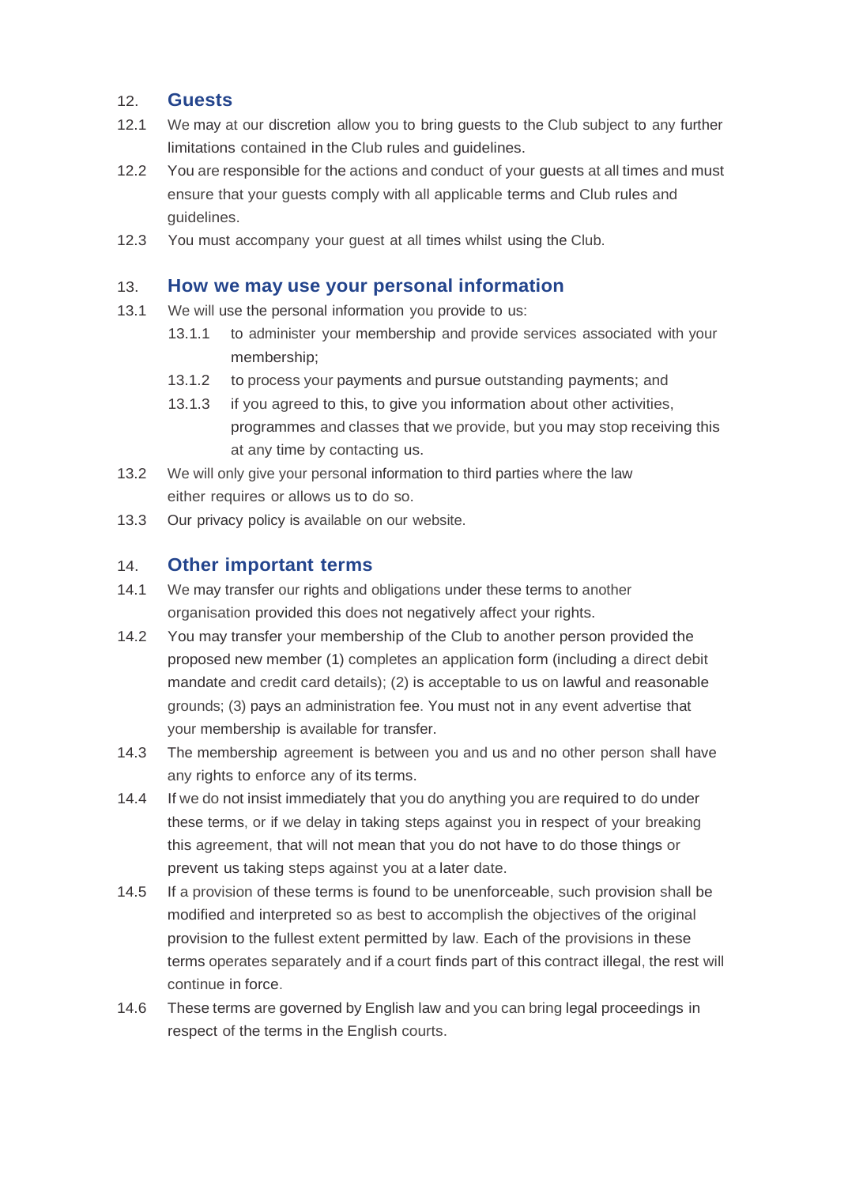## 12. Guests

12.1 We may at our discretion allow you to bring guests to the Club subject to any further limitations contained in the Club rules and guidelines.

12.2 You are responsible for the actions and conduct of your guests at all times and must ensure that your guests comply with all applicable terms and Club rules and guidelines.

12.3 You must accompany your guest at all times whilst using the Club.

## 13. How we may use your personal information

13.1 We will use the personal information you provide to us:

- 13.1.1 to administer your membership and provide services associated with your membership;
- 13.1.2 to process your payments and pursue outstanding payments; and
- 13.1.3 if you agreed to this, to give you information about other activities, programmes and classes that we provide, but you may stop receiving this at any time by contacting us.

13.2 We will only give your personal information to third parties where the law either requires or allows us to do so.

13.3 Our privacy policy is available on our website.

## 14. Other important terms

14.1 We may transfer our rights and obligations under these terms to another organisation provided this does not negatively affect your rights.

14.2 You may transfer your membership of the Club to another person provided the proposed new member (1) completes an application form (including a direct debit mandate and credit card details); (2) is acceptable to us on lawful and reasonable grounds; (3) pays an administration fee. You must not in any event advertise that your membership is available for transfer.

14.3 The membership agreement is between you and us and no other person shall have any rights to enforce any of its terms.

14.4 If we do not insist immediately that you do anything you are required to do under these terms, or if we delay in taking steps against you in respect of your breaking this agreement, that will not mean that you do not have to do those things or prevent us taking steps against you at a later date.

14.5 If a provision of these terms is found to be unenforceable, such provision shall be modified and interpreted so as best to accomplish the objectives of the original provision to the fullest extent permitted by law. Each of the provisions in these terms operates separately and if a court finds part of this contract illegal, the rest will continue in force.

14.6 These terms are governed by English law and you can bring legal proceedings in respect of the terms in the English courts.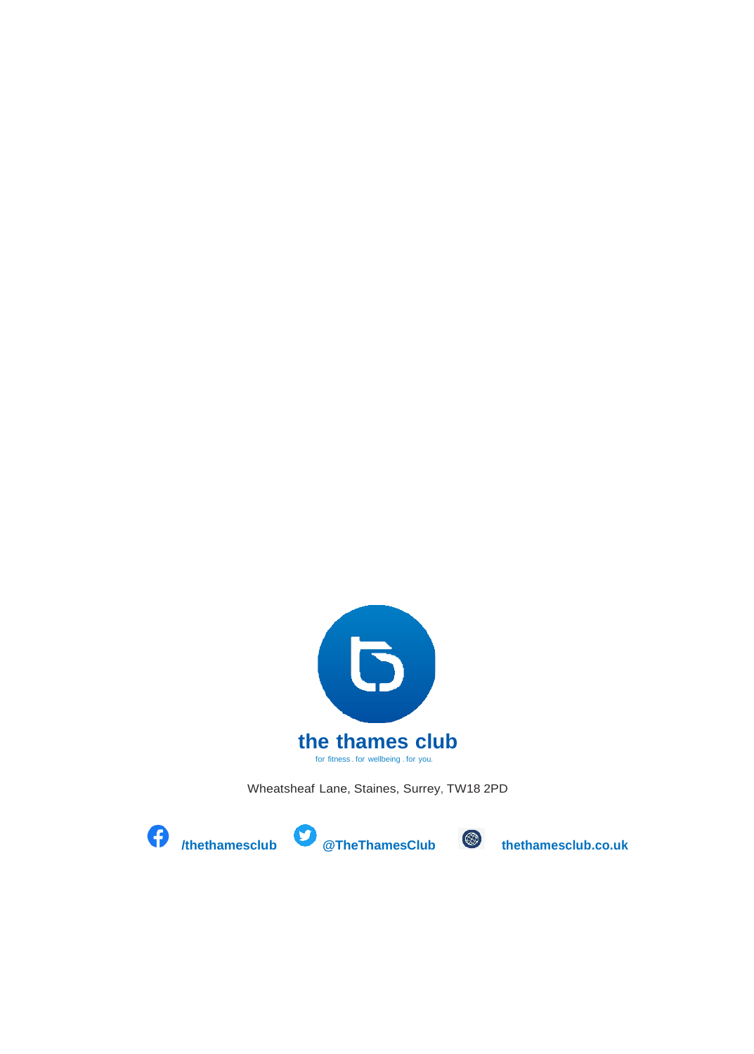**the thames club**

for fitness . for wellbeing . for you.

Wheatsheaf Lane, Staines, Surrey, TW18 2PD

/thethamesclub @TheThamesClub thethamesclub.co.uk